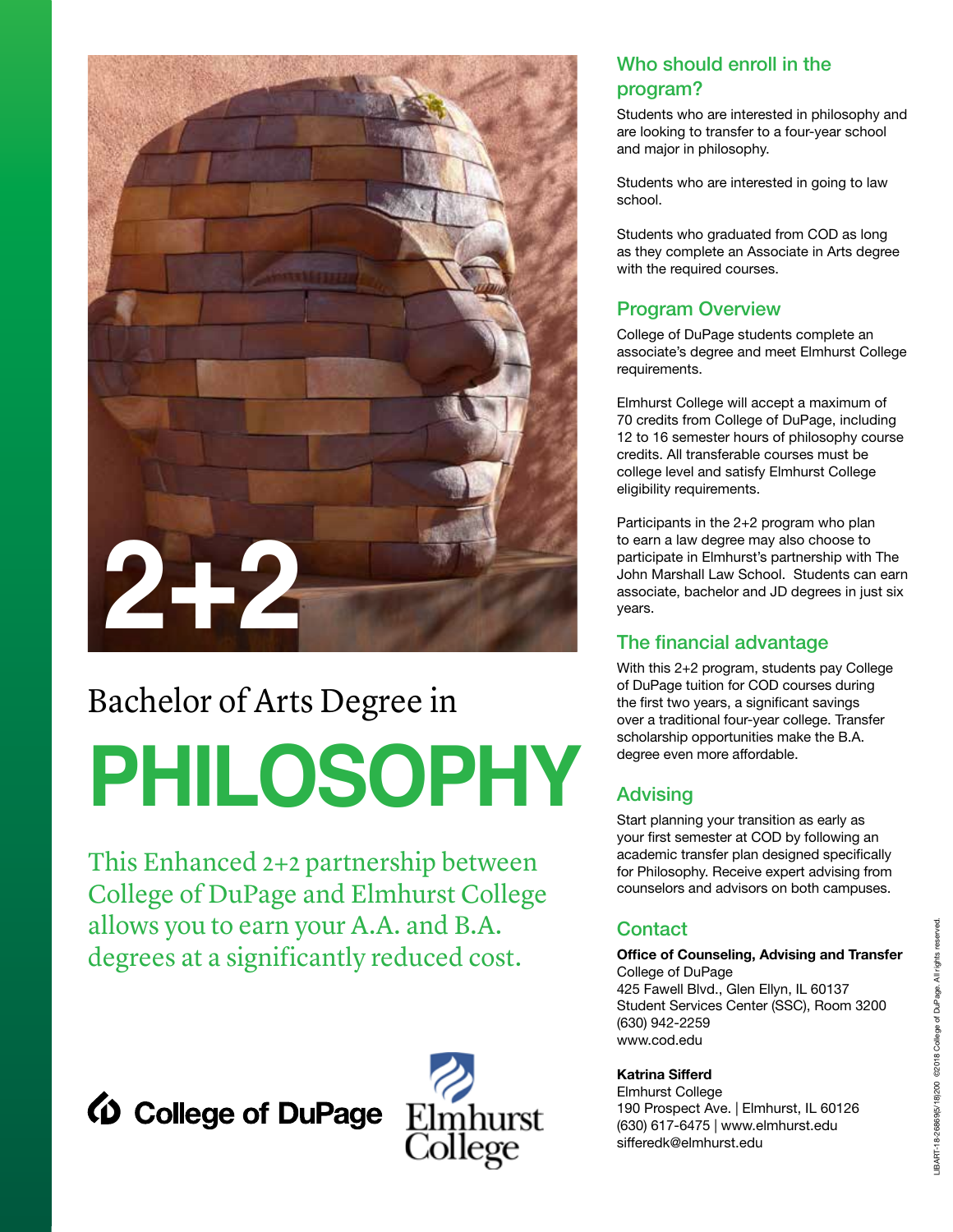2+2

# Bachelor of Arts Degree in PHILOSOPHY

This Enhanced 2+2 partnership between College of DuPage and Elmhurst College allows you to earn your A.A. and B.A. degrees at a significantly reduced cost.

College of DuPage

Elmhurst College

## Who should enroll in the program?

Students who are interested in philosophy and are looking to transfer to a four-year school and major in philosophy.

Students who are interested in going to law school.

Students who graduated from COD as long as they complete an Associate in Arts degree with the required courses.

## Program Overview

College of DuPage students complete an associate's degree and meet Elmhurst College requirements.

Elmhurst College will accept a maximum of 70 credits from College of DuPage, including 12 to 16 semester hours of philosophy course credits. All transferable courses must be college level and satisfy Elmhurst College eligibility requirements.

Participants in the 2+2 program who plan to earn a law degree may also choose to participate in Elmhurst's partnership with The John Marshall Law School. Students can earn associate, bachelor and JD degrees in just six years.

## The financial advantage

With this 2+2 program, students pay College of DuPage tuition for COD courses during the first two years, a significant savings over a traditional four-year college. Transfer scholarship opportunities make the B.A. degree even more affordable.

## Advising

Start planning your transition as early as your first semester at COD by following an academic transfer plan designed specifically for Philosophy. Receive expert advising from counselors and advisors on both campuses.

## Contact

**Office of Counseling, Advising and Transfer**
College of DuPage
425 Fawell Blvd., Glen Ellyn, IL 60137
Student Services Center (SSC), Room 3200
(630) 942-2259
www.cod.edu

**Katrina Sifferd**
Elmhurst College
190 Prospect Ave. | Elmhurst, IL 60126
(630) 617-6475 | www.elmhurst.edu
sifferedk@elmhurst.edu

LIBART-18-26869(5/18)200 ©2018 College of DuPage. All rights reserved.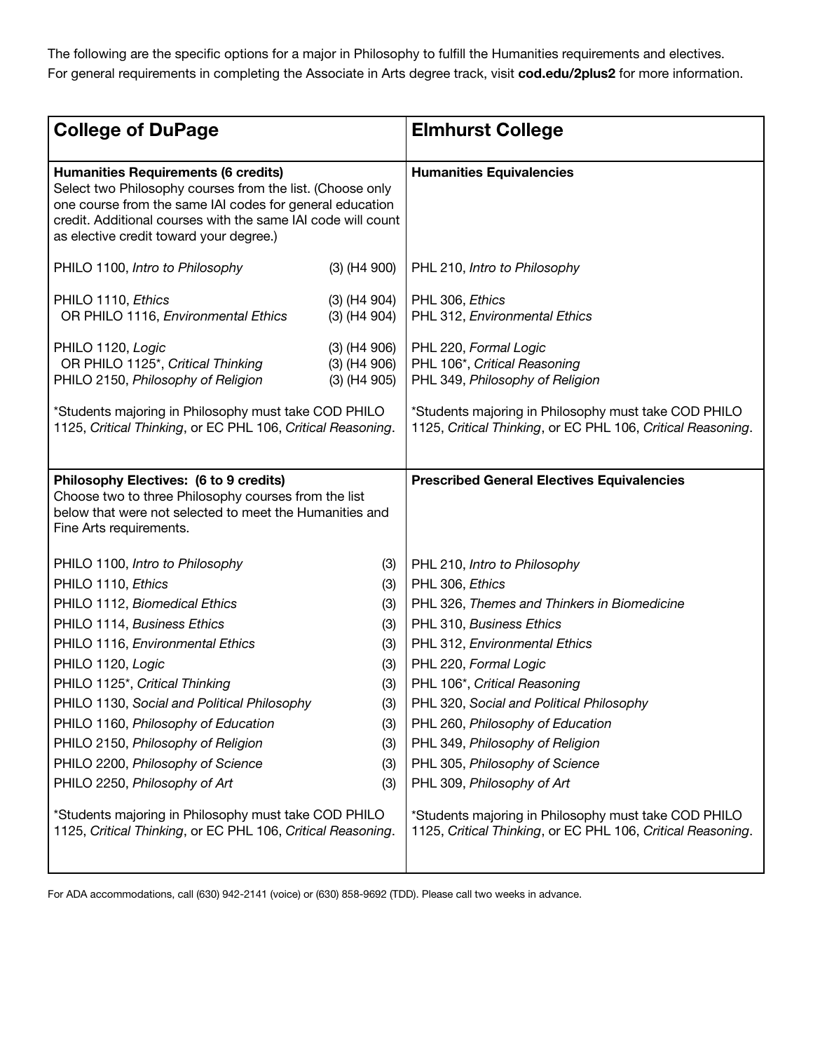The following are the specific options for a major in Philosophy to fulfill the Humanities requirements and electives.
For general requirements in completing the Associate in Arts degree track, visit **cod.edu/2plus2** for more information.

| College of DuPage | | Elmhurst College |
|---|---|---|
| **Humanities Requirements (6 credits)** Select two Philosophy courses from the list. (Choose only one course from the same IAI codes for general education credit. Additional courses with the same IAI code will count as elective credit toward your degree.) | | **Humanities Equivalencies** |
| PHILO 1100, *Intro to Philosophy* | (3) (H4 900) | PHL 210, *Intro to Philosophy* |
| PHILO 1110, *Ethics* | (3) (H4 904) | PHL 306, *Ethics* |
| OR PHILO 1116, *Environmental Ethics* | (3) (H4 904) | PHL 312, *Environmental Ethics* |
| PHILO 1120, *Logic* | (3) (H4 906) | PHL 220, *Formal Logic* |
| OR PHILO 1125*, *Critical Thinking* | (3) (H4 906) | PHL 106*, *Critical Reasoning* |
| PHILO 2150, *Philosophy of Religion* | (3) (H4 905) | PHL 349, *Philosophy of Religion* |
| *Students majoring in Philosophy must take COD PHILO 1125, *Critical Thinking*, or EC PHL 106, *Critical Reasoning*. | | *Students majoring in Philosophy must take COD PHILO 1125, *Critical Thinking*, or EC PHL 106, *Critical Reasoning*. |
| **Philosophy Electives: (6 to 9 credits)** Choose two to three Philosophy courses from the list below that were not selected to meet the Humanities and Fine Arts requirements. | | **Prescribed General Electives Equivalencies** |
| PHILO 1100, *Intro to Philosophy* | (3) | PHL 210, *Intro to Philosophy* |
| PHILO 1110, *Ethics* | (3) | PHL 306, *Ethics* |
| PHILO 1112, *Biomedical Ethics* | (3) | PHL 326, *Themes and Thinkers in Biomedicine* |
| PHILO 1114, *Business Ethics* | (3) | PHL 310, *Business Ethics* |
| PHILO 1116, *Environmental Ethics* | (3) | PHL 312, *Environmental Ethics* |
| PHILO 1120, *Logic* | (3) | PHL 220, *Formal Logic* |
| PHILO 1125*, *Critical Thinking* | (3) | PHL 106*, *Critical Reasoning* |
| PHILO 1130, *Social and Political Philosophy* | (3) | PHL 320, *Social and Political Philosophy* |
| PHILO 1160, *Philosophy of Education* | (3) | PHL 260, *Philosophy of Education* |
| PHILO 2150, *Philosophy of Religion* | (3) | PHL 349, *Philosophy of Religion* |
| PHILO 2200, *Philosophy of Science* | (3) | PHL 305, *Philosophy of Science* |
| PHILO 2250, *Philosophy of Art* | (3) | PHL 309, *Philosophy of Art* |
| *Students majoring in Philosophy must take COD PHILO 1125, *Critical Thinking*, or EC PHL 106, *Critical Reasoning*. | | *Students majoring in Philosophy must take COD PHILO 1125, *Critical Thinking*, or EC PHL 106, *Critical Reasoning*. |

For ADA accommodations, call (630) 942-2141 (voice) or (630) 858-9692 (TDD). Please call two weeks in advance.